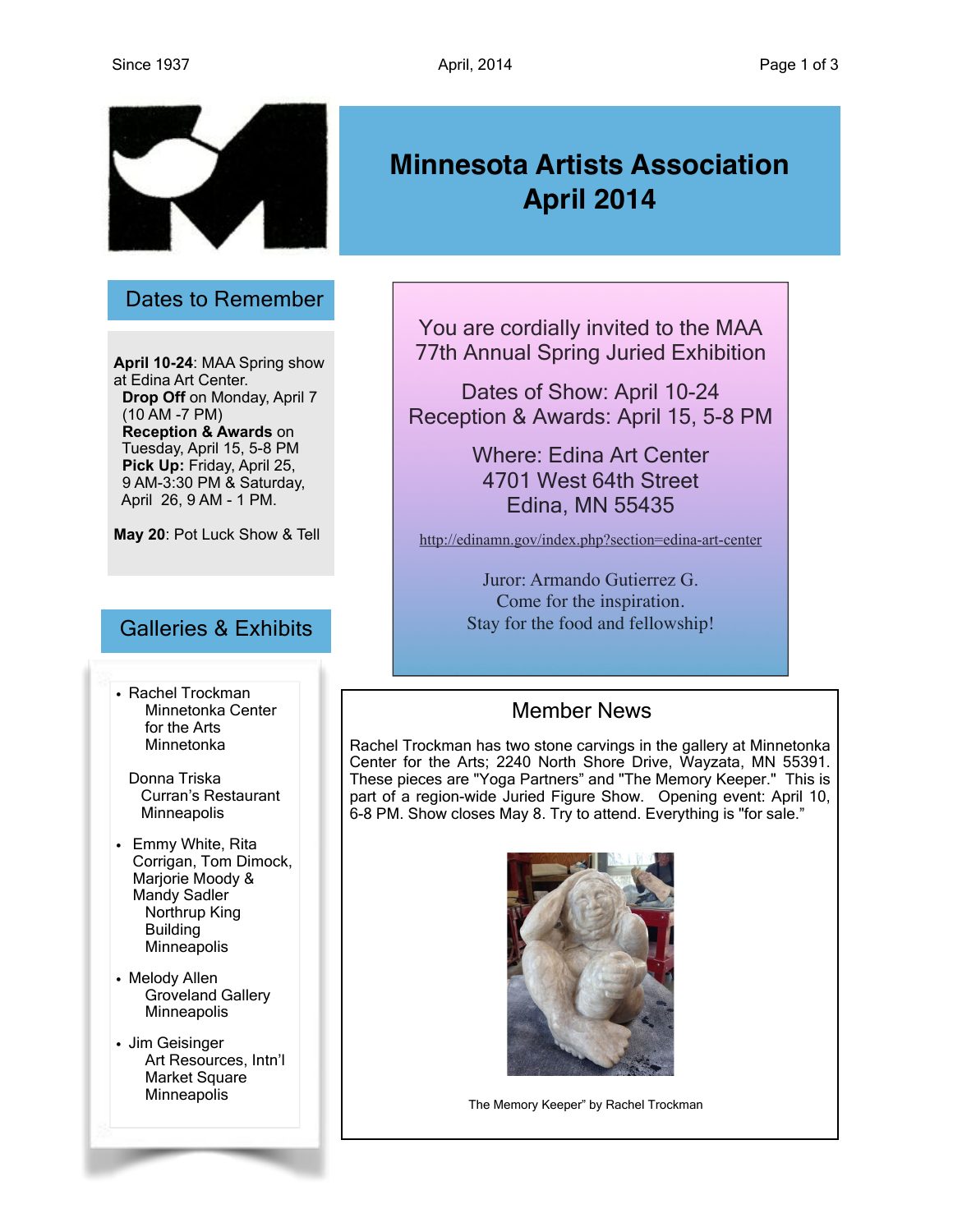# Minnesota Artists Association April 2014

## Dates to Remember

**April 10-24**: MAA Spring show at Edina Art Center.
**Drop Off** on Monday, April 7 (10 AM -7 PM)
**Reception & Awards** on Tuesday, April 15, 5-8 PM
**Pick Up:** Friday, April 25, 9 AM-3:30 PM & Saturday, April 26, 9 AM - 1 PM.

**May 20**: Pot Luck Show & Tell

## Galleries & Exhibits

- Rachel Trockman
  Minnetonka Center for the Arts
  Minnetonka

  Donna Triska
  Curran's Restaurant
  Minneapolis

- Emmy White, Rita Corrigan, Tom Dimock, Marjorie Moody & Mandy Sadler
  Northrup King Building
  Minneapolis

- Melody Allen
  Groveland Gallery
  Minneapolis

- Jim Geisinger
  Art Resources, Intn'l Market Square
  Minneapolis

---

You are cordially invited to the MAA 77th Annual Spring Juried Exhibition

Dates of Show: April 10-24
Reception & Awards: April 15, 5-8 PM

Where: Edina Art Center
4701 West 64th Street
Edina, MN 55435

http://edinamn.gov/index.php?section=edina-art-center

Juror: Armando Gutierrez G.
Come for the inspiration.
Stay for the food and fellowship!

## Member News

Rachel Trockman has two stone carvings in the gallery at Minnetonka Center for the Arts; 2240 North Shore Drive, Wayzata, MN 55391. These pieces are "Yoga Partners" and "The Memory Keeper." This is part of a region-wide Juried Figure Show. Opening event: April 10, 6-8 PM. Show closes May 8. Try to attend. Everything is "for sale."

The Memory Keeper" by Rachel Trockman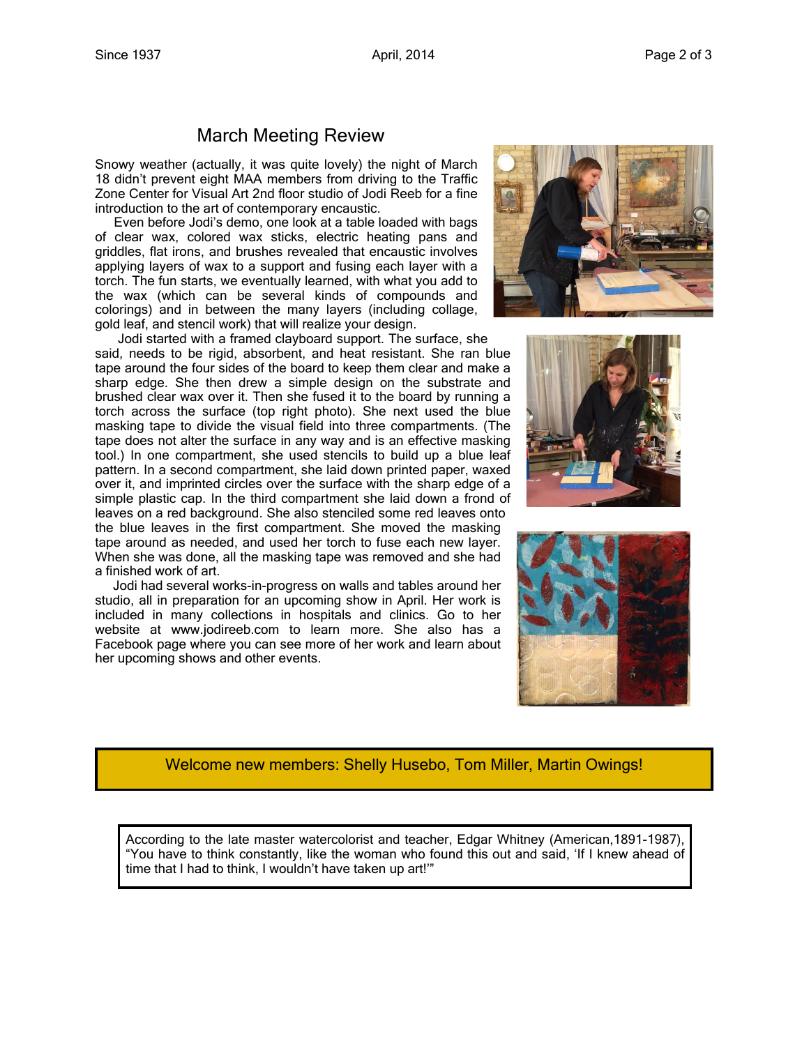## March Meeting Review

Snowy weather (actually, it was quite lovely) the night of March 18 didn't prevent eight MAA members from driving to the Traffic Zone Center for Visual Art 2nd floor studio of Jodi Reeb for a fine introduction to the art of contemporary encaustic.

Even before Jodi's demo, one look at a table loaded with bags of clear wax, colored wax sticks, electric heating pans and griddles, flat irons, and brushes revealed that encaustic involves applying layers of wax to a support and fusing each layer with a torch. The fun starts, we eventually learned, with what you add to the wax (which can be several kinds of compounds and colorings) and in between the many layers (including collage, gold leaf, and stencil work) that will realize your design.

Jodi started with a framed clayboard support. The surface, she said, needs to be rigid, absorbent, and heat resistant. She ran blue tape around the four sides of the board to keep them clear and make a sharp edge. She then drew a simple design on the substrate and brushed clear wax over it. Then she fused it to the board by running a torch across the surface (top right photo). She next used the blue masking tape to divide the visual field into three compartments. (The tape does not alter the surface in any way and is an effective masking tool.) In one compartment, she used stencils to build up a blue leaf pattern. In a second compartment, she laid down printed paper, waxed over it, and imprinted circles over the surface with the sharp edge of a simple plastic cap. In the third compartment she laid down a frond of leaves on a red background. She also stenciled some red leaves onto the blue leaves in the first compartment. She moved the masking tape around as needed, and used her torch to fuse each new layer. When she was done, all the masking tape was removed and she had a finished work of art.

Jodi had several works-in-progress on walls and tables around her studio, all in preparation for an upcoming show in April. Her work is included in many collections in hospitals and clinics. Go to her website at www.jodireeb.com to learn more. She also has a Facebook page where you can see more of her work and learn about her upcoming shows and other events.

**Welcome new members: Shelly Husebo, Tom Miller, Martin Owings!**

According to the late master watercolorist and teacher, Edgar Whitney (American,1891-1987), "You have to think constantly, like the woman who found this out and said, 'If I knew ahead of time that I had to think, I wouldn't have taken up art!'"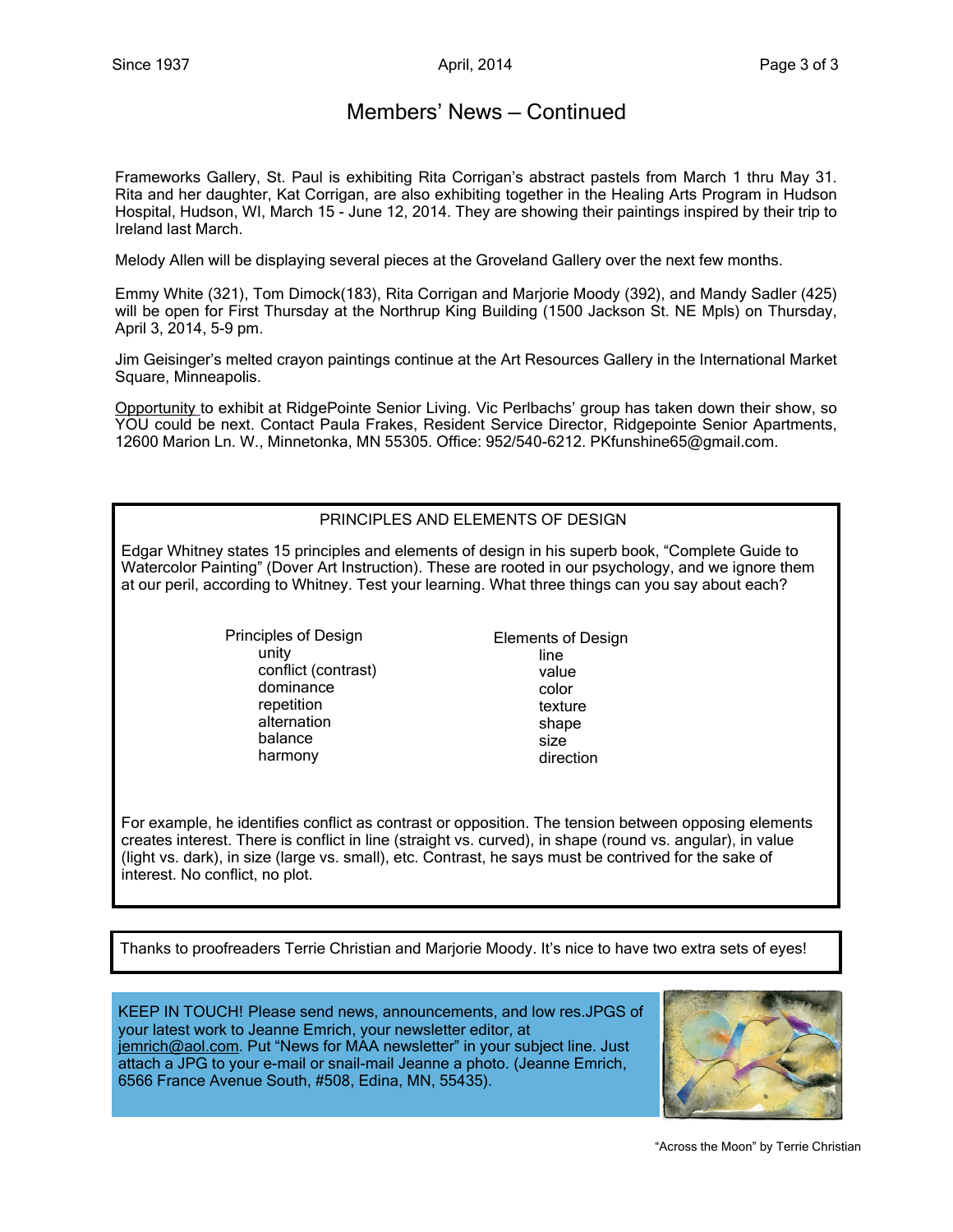# Members' News – Continued

Frameworks Gallery, St. Paul is exhibiting Rita Corrigan's abstract pastels from March 1 thru May 31. Rita and her daughter, Kat Corrigan, are also exhibiting together in the Healing Arts Program in Hudson Hospital, Hudson, WI, March 15 - June 12, 2014. They are showing their paintings inspired by their trip to Ireland last March.

Melody Allen will be displaying several pieces at the Groveland Gallery over the next few months.

Emmy White (321), Tom Dimock(183), Rita Corrigan and Marjorie Moody (392), and Mandy Sadler (425) will be open for First Thursday at the Northrup King Building (1500 Jackson St. NE Mpls) on Thursday, April 3, 2014, 5-9 pm.

Jim Geisinger's melted crayon paintings continue at the Art Resources Gallery in the International Market Square, Minneapolis.

Opportunity to exhibit at RidgePointe Senior Living. Vic Perlbachs' group has taken down their show, so YOU could be next. Contact Paula Frakes, Resident Service Director, Ridgepointe Senior Apartments, 12600 Marion Ln. W., Minnetonka, MN 55305. Office: 952/540-6212. PKfunshine65@gmail.com.

## PRINCIPLES AND ELEMENTS OF DESIGN

Edgar Whitney states 15 principles and elements of design in his superb book, "Complete Guide to Watercolor Painting" (Dover Art Instruction). These are rooted in our psychology, and we ignore them at our peril, according to Whitney. Test your learning. What three things can you say about each?

**Principles of Design**
- unity
- conflict (contrast)
- dominance
- repetition
- alternation
- balance
- harmony

**Elements of Design**
- line
- value
- color
- texture
- shape
- size
- direction

For example, he identifies conflict as contrast or opposition. The tension between opposing elements creates interest. There is conflict in line (straight vs. curved), in shape (round vs. angular), in value (light vs. dark), in size (large vs. small), etc. Contrast, he says must be contrived for the sake of interest. No conflict, no plot.

Thanks to proofreaders Terrie Christian and Marjorie Moody. It's nice to have two extra sets of eyes!

KEEP IN TOUCH! Please send news, announcements, and low res.JPGS of your latest work to Jeanne Emrich, your newsletter editor, at jemrich@aol.com. Put "News for MAA newsletter" in your subject line. Just attach a JPG to your e-mail or snail-mail Jeanne a photo. (Jeanne Emrich, 6566 France Avenue South, #508, Edina, MN, 55435).

"Across the Moon" by Terrie Christian